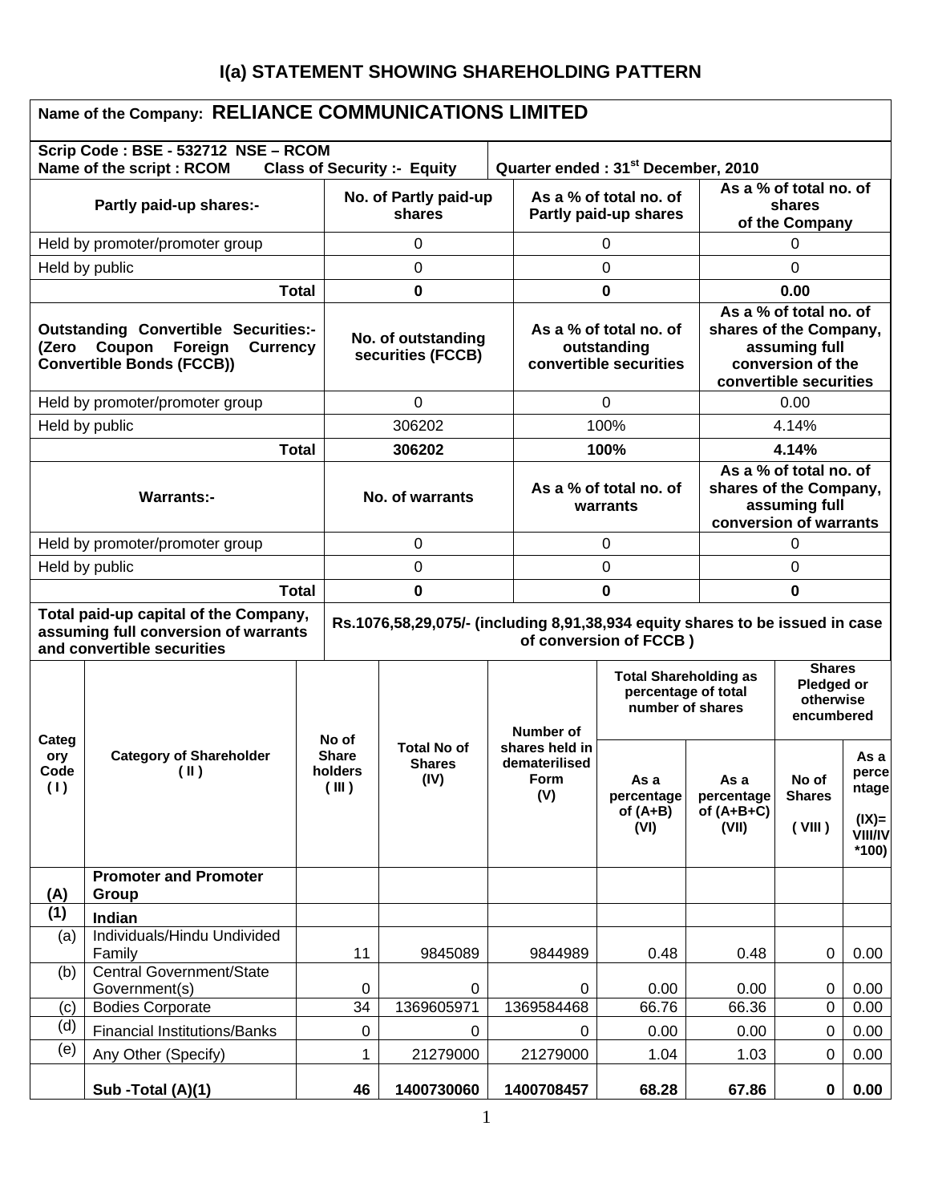# I(a) STATEMENT SHOWING SHAREHOLDING PATTERN

| Name of the Company: **RELIANCE COMMUNICATIONS LIMITED** | | | |
|---|---|---|---|
| **Scrip Code : BSE - 532712 NSE – RCOM** **Name of the script : RCOM Class of Security :- Equity** | | **Quarter ended : 31st December, 2010** | |
| **Partly paid-up shares:-** | **No. of Partly paid-up shares** | **As a % of total no. of Partly paid-up shares** | **As a % of total no. of shares of the Company** |
| Held by promoter/promoter group | 0 | 0 | 0 |
| Held by public | 0 | 0 | 0 |
| **Total** | **0** | **0** | **0.00** |
| **Outstanding Convertible Securities:- (Zero Coupon Foreign Currency Convertible Bonds (FCCB))** | **No. of outstanding securities (FCCB)** | **As a % of total no. of outstanding convertible securities** | **As a % of total no. of shares of the Company, assuming full conversion of the convertible securities** |
| Held by promoter/promoter group | 0 | 0 | 0.00 |
| Held by public | 306202 | 100% | 4.14% |
| **Total** | **306202** | **100%** | **4.14%** |
| **Warrants:-** | **No. of warrants** | **As a % of total no. of warrants** | **As a % of total no. of shares of the Company, assuming full conversion of warrants** |
| Held by promoter/promoter group | 0 | 0 | 0 |
| Held by public | 0 | 0 | 0 |
| **Total** | **0** | **0** | **0** |
| **Total paid-up capital of the Company, assuming full conversion of warrants and convertible securities** | **Rs.1076,58,29,075/- (including 8,91,38,934 equity shares to be issued in case of conversion of FCCB )** | | |

| Category Code (I) | Category of Shareholder (II) | No of Share holders (III) | Total No of Shares (IV) | Number of shares held in dematerilised Form (V) | Total Shareholding as percentage of total number of shares | | Shares Pledged or otherwise encumbered | |
|---|---|---|---|---|---|---|---|---|
| | | | | | As a percentage of (A+B) (VI) | As a percentage of (A+B+C) (VII) | No of Shares (VIII) | As a percentage (IX)= VIII/IV *100) |
| **(A)** | **Promoter and Promoter Group** | | | | | | | |
| **(1)** | **Indian** | | | | | | | |
| (a) | Individuals/Hindu Undivided Family | 11 | 9845089 | 9844989 | 0.48 | 0.48 | 0 | 0.00 |
| (b) | Central Government/State Government(s) | 0 | 0 | 0 | 0.00 | 0.00 | 0 | 0.00 |
| (c) | Bodies Corporate | 34 | 1369605971 | 1369584468 | 66.76 | 66.36 | 0 | 0.00 |
| (d) | Financial Institutions/Banks | 0 | 0 | 0 | 0.00 | 0.00 | 0 | 0.00 |
| (e) | Any Other (Specify) | 1 | 21279000 | 21279000 | 1.04 | 1.03 | 0 | 0.00 |
| | **Sub -Total (A)(1)** | **46** | **1400730060** | **1400708457** | **68.28** | **67.86** | **0** | **0.00** |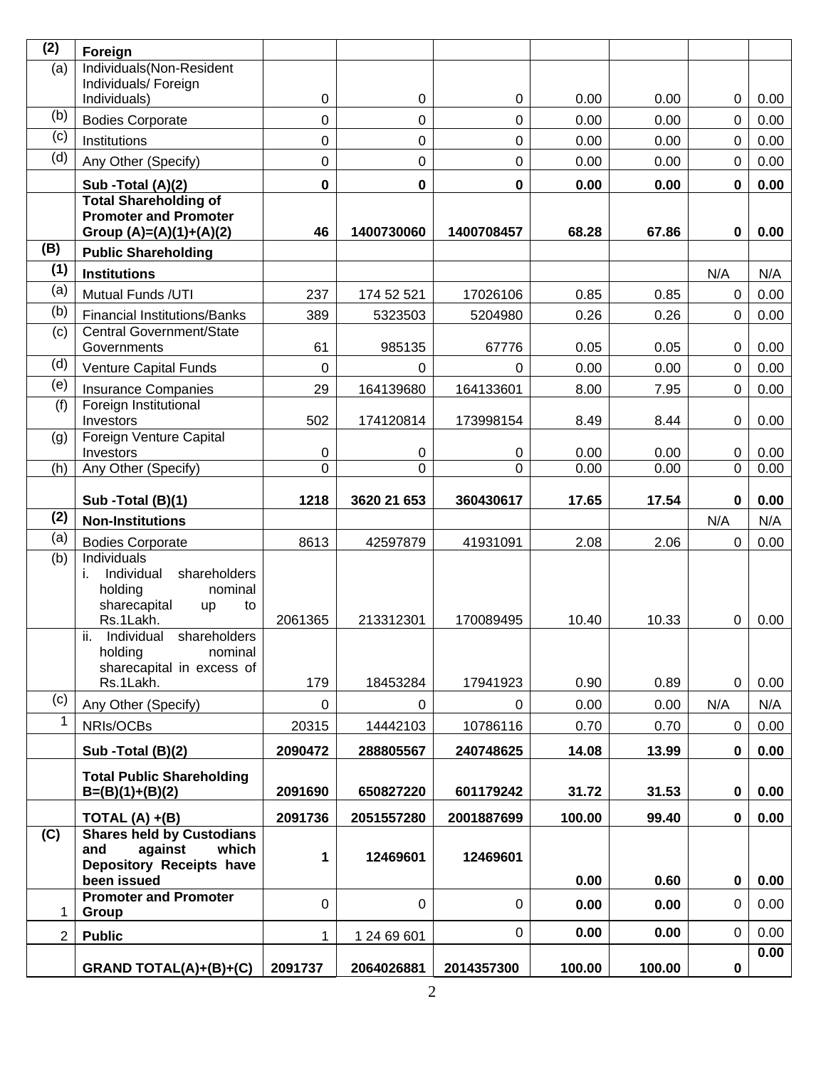| (2) | Foreign | | | | | | | |
|---|---|---|---|---|---|---|---|---|
| (a) | Individuals(Non-Resident Individuals/ Foreign Individuals) | 0 | 0 | 0 | 0.00 | 0.00 | 0 | 0.00 |
| (b) | Bodies Corporate | 0 | 0 | 0 | 0.00 | 0.00 | 0 | 0.00 |
| (c) | Institutions | 0 | 0 | 0 | 0.00 | 0.00 | 0 | 0.00 |
| (d) | Any Other (Specify) | 0 | 0 | 0 | 0.00 | 0.00 | 0 | 0.00 |
| | **Sub -Total (A)(2)** | **0** | **0** | **0** | **0.00** | **0.00** | **0** | **0.00** |
| | **Total Shareholding of Promoter and Promoter Group (A)=(A)(1)+(A)(2)** | **46** | **1400730060** | **1400708457** | **68.28** | **67.86** | **0** | **0.00** |
| **(B)** | **Public Shareholding** | | | | | | | |
| **(1)** | **Institutions** | | | | | | N/A | N/A |
| (a) | Mutual Funds /UTI | 237 | 174 52 521 | 17026106 | 0.85 | 0.85 | 0 | 0.00 |
| (b) | Financial Institutions/Banks | 389 | 5323503 | 5204980 | 0.26 | 0.26 | 0 | 0.00 |
| (c) | Central Government/State Governments | 61 | 985135 | 67776 | 0.05 | 0.05 | 0 | 0.00 |
| (d) | Venture Capital Funds | 0 | 0 | 0 | 0.00 | 0.00 | 0 | 0.00 |
| (e) | Insurance Companies | 29 | 164139680 | 164133601 | 8.00 | 7.95 | 0 | 0.00 |
| (f) | Foreign Institutional Investors | 502 | 174120814 | 173998154 | 8.49 | 8.44 | 0 | 0.00 |
| (g) | Foreign Venture Capital Investors | 0 | 0 | 0 | 0.00 | 0.00 | 0 | 0.00 |
| (h) | Any Other (Specify) | 0 | 0 | 0 | 0.00 | 0.00 | 0 | 0.00 |
| | **Sub -Total (B)(1)** | **1218** | **3620 21 653** | **360430617** | **17.65** | **17.54** | **0** | **0.00** |
| **(2)** | **Non-Institutions** | | | | | | N/A | N/A |
| (a) | Bodies Corporate | 8613 | 42597879 | 41931091 | 2.08 | 2.06 | 0 | 0.00 |
| (b) | Individuals<br>i. Individual shareholders holding nominal sharecapital up to Rs.1Lakh. | 2061365 | 213312301 | 170089495 | 10.40 | 10.33 | 0 | 0.00 |
| | ii. Individual shareholders holding nominal sharecapital in excess of Rs.1Lakh. | 179 | 18453284 | 17941923 | 0.90 | 0.89 | 0 | 0.00 |
| (c) | Any Other (Specify) | 0 | 0 | 0 | 0.00 | 0.00 | N/A | N/A |
| 1 | NRIs/OCBs | 20315 | 14442103 | 10786116 | 0.70 | 0.70 | 0 | 0.00 |
| | **Sub -Total (B)(2)** | **2090472** | **288805567** | **240748625** | **14.08** | **13.99** | **0** | **0.00** |
| | **Total Public Shareholding B=(B)(1)+(B)(2)** | **2091690** | **650827220** | **601179242** | **31.72** | **31.53** | **0** | **0.00** |
| | **TOTAL (A) +(B)** | **2091736** | **2051557280** | **2001887699** | **100.00** | **99.40** | **0** | **0.00** |
| **(C)** | **Shares held by Custodians and against which Depository Receipts have been issued** | **1** | **12469601** | **12469601** | **0.00** | **0.60** | **0** | **0.00** |
| 1 | **Promoter and Promoter Group** | 0 | 0 | 0 | **0.00** | **0.00** | 0 | 0.00 |
| 2 | **Public** | 1 | 1 24 69 601 | 0 | **0.00** | **0.00** | 0 | 0.00 |
| | **GRAND TOTAL(A)+(B)+(C)** | **2091737** | **2064026881** | **2014357300** | **100.00** | **100.00** | **0** | **0.00** |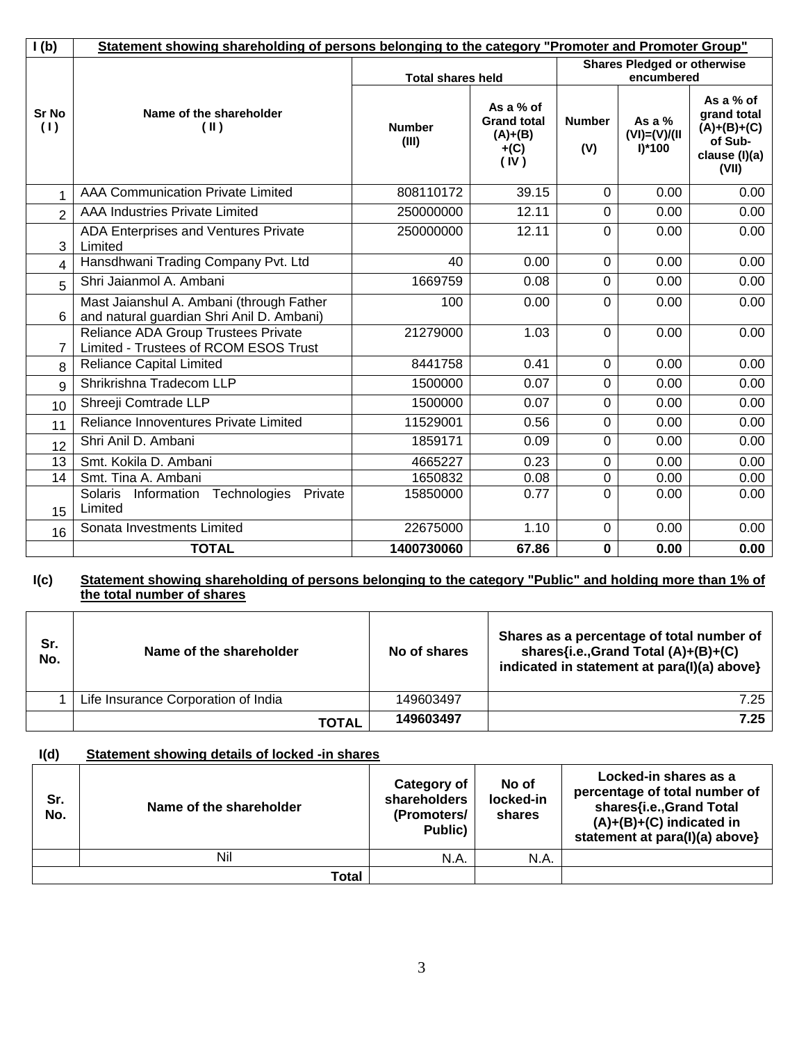## I (b) Statement showing shareholding of persons belonging to the category "Promoter and Promoter Group"

| Sr No ( I ) | Name of the shareholder ( II ) | Total shares held | | Shares Pledged or otherwise encumbered | | |
|---|---|---|---|---|---|---|
| | | Number (III) | As a % of Grand total (A)+(B)+(C) ( IV ) | Number (V) | As a % (VI)=(V)/(III)*100 | As a % of grand total (A)+(B)+(C) of Sub-clause (I)(a) (VII) |
| 1 | AAA Communication Private Limited | 808110172 | 39.15 | 0 | 0.00 | 0.00 |
| 2 | AAA Industries Private Limited | 250000000 | 12.11 | 0 | 0.00 | 0.00 |
| 3 | ADA Enterprises and Ventures Private Limited | 250000000 | 12.11 | 0 | 0.00 | 0.00 |
| 4 | Hansdhwani Trading Company Pvt. Ltd | 40 | 0.00 | 0 | 0.00 | 0.00 |
| 5 | Shri Jaianmol A. Ambani | 1669759 | 0.08 | 0 | 0.00 | 0.00 |
| 6 | Mast Jaianshul A. Ambani (through Father and natural guardian Shri Anil D. Ambani) | 100 | 0.00 | 0 | 0.00 | 0.00 |
| 7 | Reliance ADA Group Trustees Private Limited - Trustees of RCOM ESOS Trust | 21279000 | 1.03 | 0 | 0.00 | 0.00 |
| 8 | Reliance Capital Limited | 8441758 | 0.41 | 0 | 0.00 | 0.00 |
| 9 | Shrikrishna Tradecom LLP | 1500000 | 0.07 | 0 | 0.00 | 0.00 |
| 10 | Shreeji Comtrade LLP | 1500000 | 0.07 | 0 | 0.00 | 0.00 |
| 11 | Reliance Innoventures Private Limited | 11529001 | 0.56 | 0 | 0.00 | 0.00 |
| 12 | Shri Anil D. Ambani | 1859171 | 0.09 | 0 | 0.00 | 0.00 |
| 13 | Smt. Kokila D. Ambani | 4665227 | 0.23 | 0 | 0.00 | 0.00 |
| 14 | Smt. Tina A. Ambani | 1650832 | 0.08 | 0 | 0.00 | 0.00 |
| 15 | Solaris Information Technologies Private Limited | 15850000 | 0.77 | 0 | 0.00 | 0.00 |
| 16 | Sonata Investments Limited | 22675000 | 1.10 | 0 | 0.00 | 0.00 |
| | **TOTAL** | **1400730060** | **67.86** | **0** | **0.00** | **0.00** |

## I(c) Statement showing shareholding of persons belonging to the category "Public" and holding more than 1% of the total number of shares

| Sr. No. | Name of the shareholder | No of shares | Shares as a percentage of total number of shares{i.e.,Grand Total (A)+(B)+(C) indicated in statement at para(I)(a) above} |
|---|---|---|---|
| 1 | Life Insurance Corporation of India | 149603497 | 7.25 |
| | **TOTAL** | **149603497** | **7.25** |

## I(d) Statement showing details of locked -in shares

| Sr. No. | Name of the shareholder | Category of shareholders (Promoters/ Public) | No of locked-in shares | Locked-in shares as a percentage of total number of shares{i.e.,Grand Total (A)+(B)+(C) indicated in statement at para(I)(a) above} |
|---|---|---|---|---|
| | Nil | N.A. | N.A. | |
| | **Total** | | | |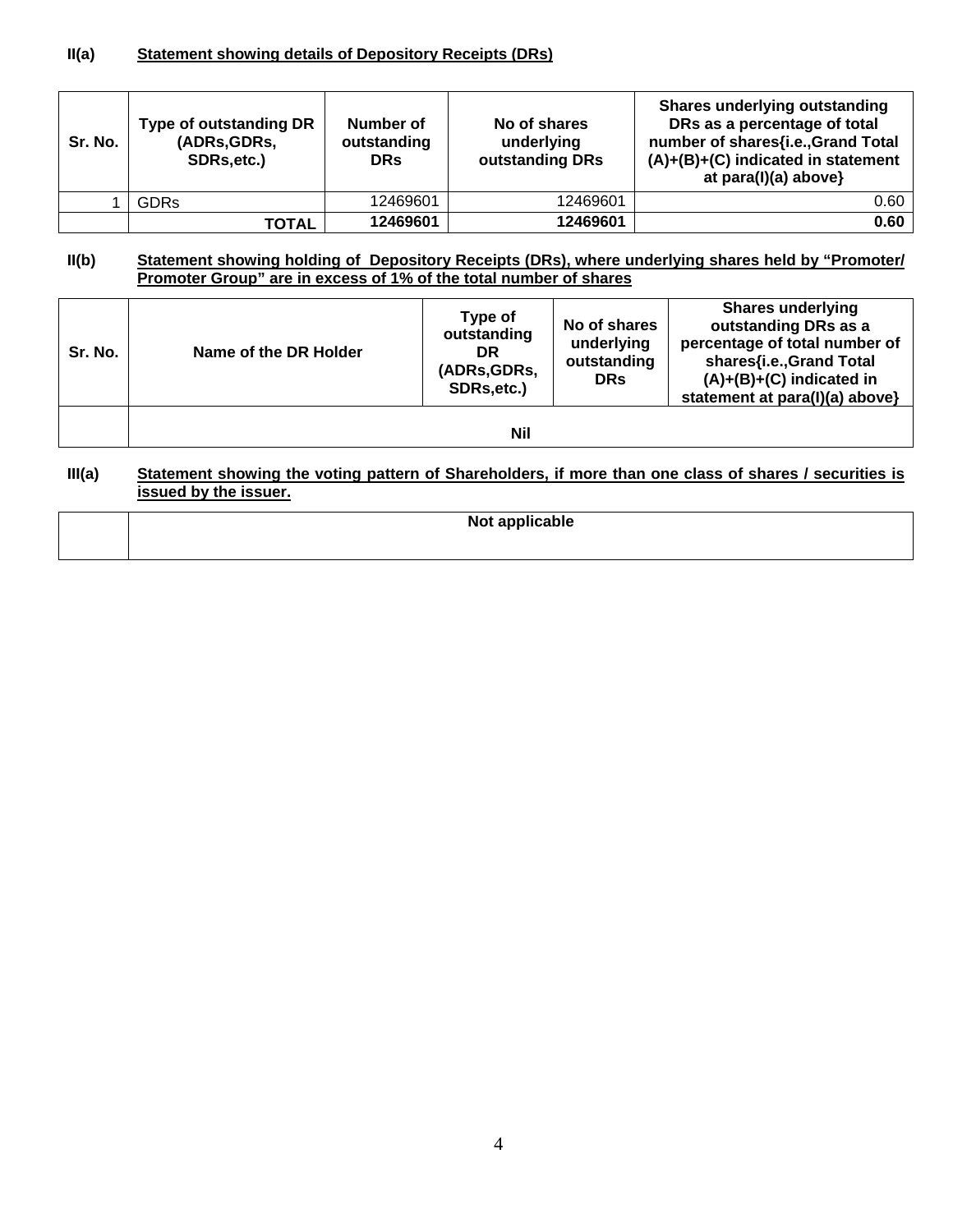**II(a)** **Statement showing details of Depository Receipts (DRs)**

| Sr. No. | Type of outstanding DR (ADRs,GDRs, SDRs,etc.) | Number of outstanding DRs | No of shares underlying outstanding DRs | Shares underlying outstanding DRs as a percentage of total number of shares{i.e.,Grand Total (A)+(B)+(C) indicated in statement at para(I)(a) above} |
|---|---|---|---|---|
| 1 | GDRs | 12469601 | 12469601 | 0.60 |
| | **TOTAL** | **12469601** | **12469601** | **0.60** |

**II(b)** **Statement showing holding of Depository Receipts (DRs), where underlying shares held by "Promoter/ Promoter Group" are in excess of 1% of the total number of shares**

| Sr. No. | Name of the DR Holder | Type of outstanding DR (ADRs,GDRs, SDRs,etc.) | No of shares underlying outstanding DRs | Shares underlying outstanding DRs as a percentage of total number of shares{i.e.,Grand Total (A)+(B)+(C) indicated in statement at para(I)(a) above} |
|---|---|---|---|---|
| | **Nil** | | | |

**III(a)** **Statement showing the voting pattern of Shareholders, if more than one class of shares / securities is issued by the issuer.**

| | |
|---|---|
| | **Not applicable** |